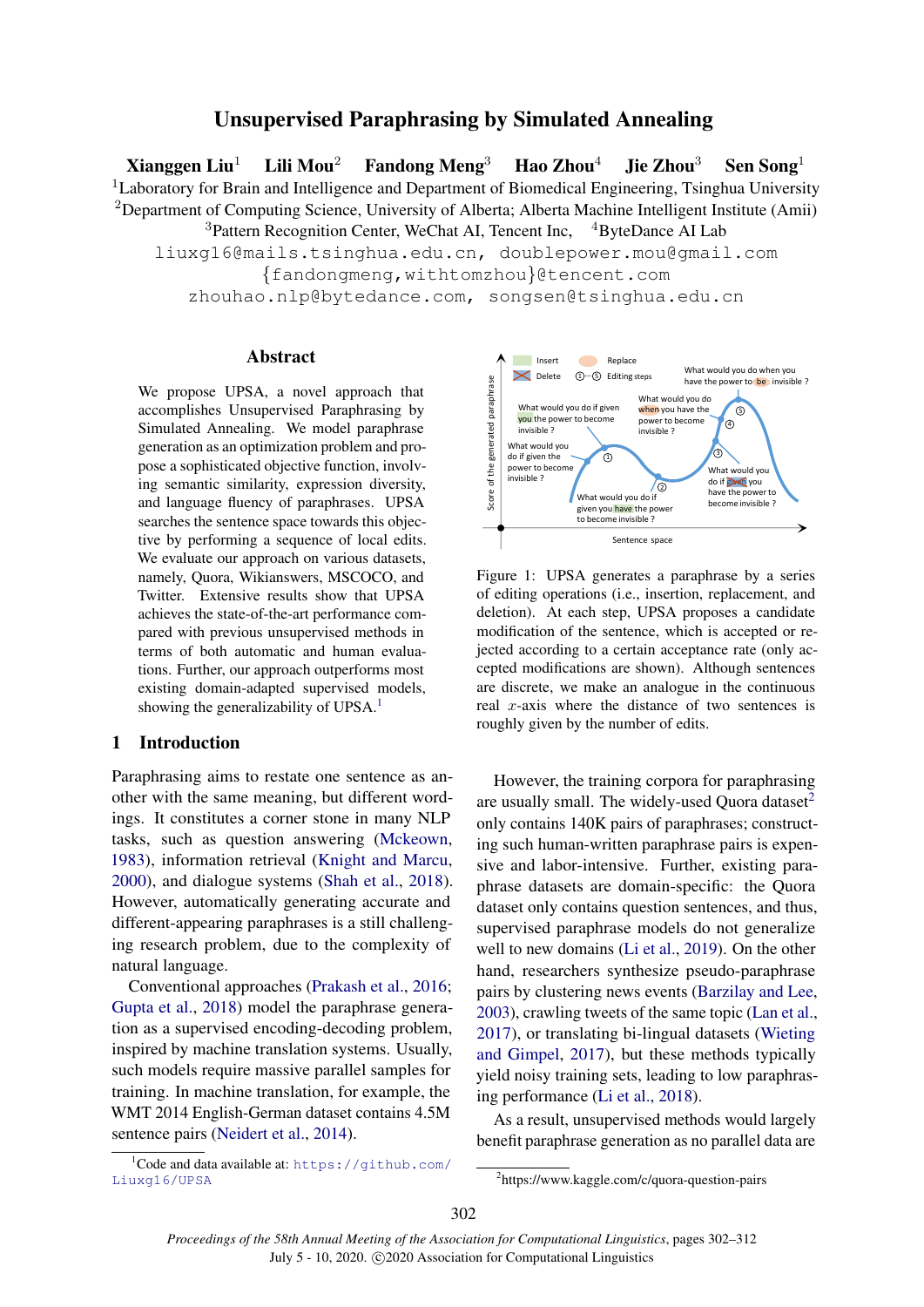# Unsupervised Paraphrasing by Simulated Annealing

**Xianggen Liu**[1] **Lili Mou**[2] **Fandong Meng**[3] **Hao Zhou**[4] **Jie Zhou**[3] **Sen Song**[1]

[1]Laboratory for Brain and Intelligence and Department of Biomedical Engineering, Tsinghua University
[2]Department of Computing Science, University of Alberta; Alberta Machine Intelligent Institute (Amii)
[3]Pattern Recognition Center, WeChat AI, Tencent Inc, [4]ByteDance AI Lab

liuxg16@mails.tsinghua.edu.cn, doublepower.mou@gmail.com
{fandongmeng,withtomzhou}@tencent.com
zhouhao.nlp@bytedance.com, songsen@tsinghua.edu.cn

## Abstract

We propose UPSA, a novel approach that accomplishes Unsupervised Paraphrasing by Simulated Annealing. We model paraphrase generation as an optimization problem and propose a sophisticated objective function, involving semantic similarity, expression diversity, and language fluency of paraphrases. UPSA searches the sentence space towards this objective by performing a sequence of local edits. We evaluate our approach on various datasets, namely, Quora, Wikianswers, MSCOCO, and Twitter. Extensive results show that UPSA achieves the state-of-the-art performance compared with previous unsupervised methods in terms of both automatic and human evaluations. Further, our approach outperforms most existing domain-adapted supervised models, showing the generalizability of UPSA.[1]

## 1 Introduction

Paraphrasing aims to restate one sentence as another with the same meaning, but different wordings. It constitutes a corner stone in many NLP tasks, such as question answering (Mckeown, 1983), information retrieval (Knight and Marcu, 2000), and dialogue systems (Shah et al., 2018). However, automatically generating accurate and different-appearing paraphrases is a still challenging research problem, due to the complexity of natural language.

Conventional approaches (Prakash et al., 2016; Gupta et al., 2018) model the paraphrase generation as a supervised encoding-decoding problem, inspired by machine translation systems. Usually, such models require massive parallel samples for training. In machine translation, for example, the WMT 2014 English-German dataset contains 4.5M sentence pairs (Neidert et al., 2014).

[1]Code and data available at: https://github.com/Liuxg16/UPSA

Figure 1: UPSA generates a paraphrase by a series of editing operations (i.e., insertion, replacement, and deletion). At each step, UPSA proposes a candidate modification of the sentence, which is accepted or rejected according to a certain acceptance rate (only accepted modifications are shown). Although sentences are discrete, we make an analogue in the continuous real $x$-axis where the distance of two sentences is roughly given by the number of edits.

However, the training corpora for paraphrasing are usually small. The widely-used Quora dataset[2] only contains 140K pairs of paraphrases; constructing such human-written paraphrase pairs is expensive and labor-intensive. Further, existing paraphrase datasets are domain-specific: the Quora dataset only contains question sentences, and thus, supervised paraphrase models do not generalize well to new domains (Li et al., 2019). On the other hand, researchers synthesize pseudo-paraphrase pairs by clustering news events (Barzilay and Lee, 2003), crawling tweets of the same topic (Lan et al., 2017), or translating bi-lingual datasets (Wieting and Gimpel, 2017), but these methods typically yield noisy training sets, leading to low paraphrasing performance (Li et al., 2018).

As a result, unsupervised methods would largely benefit paraphrase generation as no parallel data are

[2]https://www.kaggle.com/c/quora-question-pairs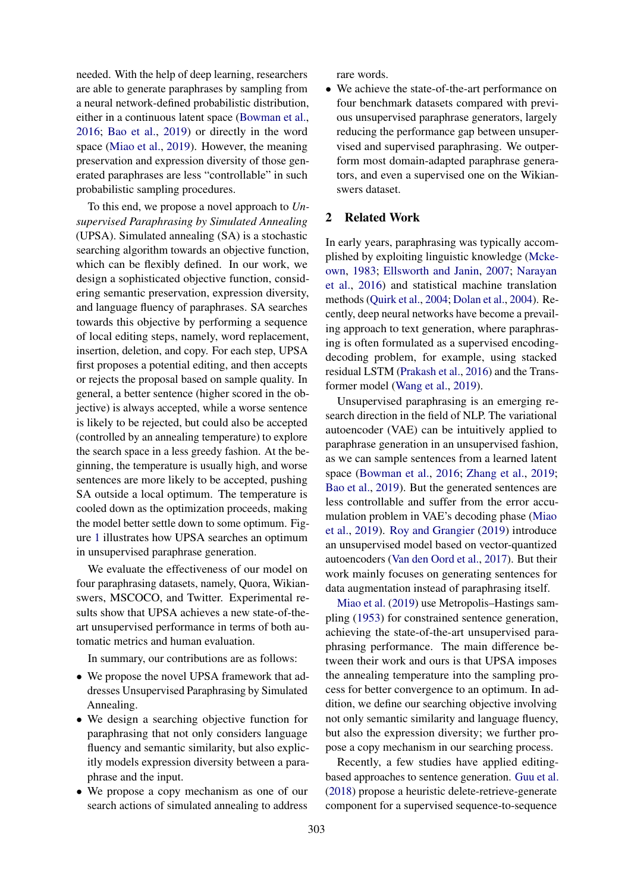needed. With the help of deep learning, researchers are able to generate paraphrases by sampling from a neural network-defined probabilistic distribution, either in a continuous latent space (Bowman et al., 2016; Bao et al., 2019) or directly in the word space (Miao et al., 2019). However, the meaning preservation and expression diversity of those generated paraphrases are less "controllable" in such probabilistic sampling procedures.

To this end, we propose a novel approach to *Unsupervised Paraphrasing by Simulated Annealing* (UPSA). Simulated annealing (SA) is a stochastic searching algorithm towards an objective function, which can be flexibly defined. In our work, we design a sophisticated objective function, considering semantic preservation, expression diversity, and language fluency of paraphrases. SA searches towards this objective by performing a sequence of local editing steps, namely, word replacement, insertion, deletion, and copy. For each step, UPSA first proposes a potential editing, and then accepts or rejects the proposal based on sample quality. In general, a better sentence (higher scored in the objective) is always accepted, while a worse sentence is likely to be rejected, but could also be accepted (controlled by an annealing temperature) to explore the search space in a less greedy fashion. At the beginning, the temperature is usually high, and worse sentences are more likely to be accepted, pushing SA outside a local optimum. The temperature is cooled down as the optimization proceeds, making the model better settle down to some optimum. Figure 1 illustrates how UPSA searches an optimum in unsupervised paraphrase generation.

We evaluate the effectiveness of our model on four paraphrasing datasets, namely, Quora, Wikianswers, MSCOCO, and Twitter. Experimental results show that UPSA achieves a new state-of-the-art unsupervised performance in terms of both automatic metrics and human evaluation.

In summary, our contributions are as follows:

- We propose the novel UPSA framework that addresses Unsupervised Paraphrasing by Simulated Annealing.
- We design a searching objective function for paraphrasing that not only considers language fluency and semantic similarity, but also explicitly models expression diversity between a paraphrase and the input.
- We propose a copy mechanism as one of our search actions of simulated annealing to address rare words.
- We achieve the state-of-the-art performance on four benchmark datasets compared with previous unsupervised paraphrase generators, largely reducing the performance gap between unsupervised and supervised paraphrasing. We outperform most domain-adapted paraphrase generators, and even a supervised one on the Wikianswers dataset.

## 2 Related Work

In early years, paraphrasing was typically accomplished by exploiting linguistic knowledge (Mckeown, 1983; Ellsworth and Janin, 2007; Narayan et al., 2016) and statistical machine translation methods (Quirk et al., 2004; Dolan et al., 2004). Recently, deep neural networks have become a prevailing approach to text generation, where paraphrasing is often formulated as a supervised encoding-decoding problem, for example, using stacked residual LSTM (Prakash et al., 2016) and the Transformer model (Wang et al., 2019).

Unsupervised paraphrasing is an emerging research direction in the field of NLP. The variational autoencoder (VAE) can be intuitively applied to paraphrase generation in an unsupervised fashion, as we can sample sentences from a learned latent space (Bowman et al., 2016; Zhang et al., 2019; Bao et al., 2019). But the generated sentences are less controllable and suffer from the error accumulation problem in VAE's decoding phase (Miao et al., 2019). Roy and Grangier (2019) introduce an unsupervised model based on vector-quantized autoencoders (Van den Oord et al., 2017). But their work mainly focuses on generating sentences for data augmentation instead of paraphrasing itself.

Miao et al. (2019) use Metropolis–Hastings sampling (1953) for constrained sentence generation, achieving the state-of-the-art unsupervised paraphrasing performance. The main difference between their work and ours is that UPSA imposes the annealing temperature into the sampling process for better convergence to an optimum. In addition, we define our searching objective involving not only semantic similarity and language fluency, but also the expression diversity; we further propose a copy mechanism in our searching process.

Recently, a few studies have applied editing-based approaches to sentence generation. Guu et al. (2018) propose a heuristic delete-retrieve-generate component for a supervised sequence-to-sequence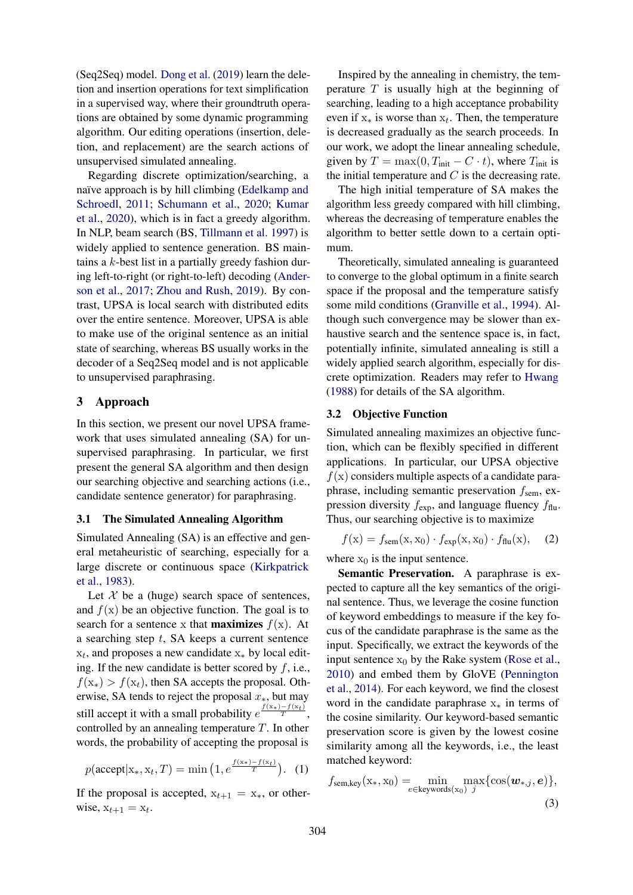(Seq2Seq) model. Dong et al. (2019) learn the deletion and insertion operations for text simplification in a supervised way, where their groundtruth operations are obtained by some dynamic programming algorithm. Our editing operations (insertion, deletion, and replacement) are the search actions of unsupervised simulated annealing.

Regarding discrete optimization/searching, a naïve approach is by hill climbing (Edelkamp and Schroedl, 2011; Schumann et al., 2020; Kumar et al., 2020), which is in fact a greedy algorithm. In NLP, beam search (BS, Tillmann et al. 1997) is widely applied to sentence generation. BS maintains a $k$-best list in a partially greedy fashion during left-to-right (or right-to-left) decoding (Anderson et al., 2017; Zhou and Rush, 2019). By contrast, UPSA is local search with distributed edits over the entire sentence. Moreover, UPSA is able to make use of the original sentence as an initial state of searching, whereas BS usually works in the decoder of a Seq2Seq model and is not applicable to unsupervised paraphrasing.

## 3 Approach

In this section, we present our novel UPSA framework that uses simulated annealing (SA) for unsupervised paraphrasing. In particular, we first present the general SA algorithm and then design our searching objective and searching actions (i.e., candidate sentence generator) for paraphrasing.

### 3.1 The Simulated Annealing Algorithm

Simulated Annealing (SA) is an effective and general metaheuristic of searching, especially for a large discrete or continuous space (Kirkpatrick et al., 1983).

Let $\mathcal{X}$ be a (huge) search space of sentences, and $f(\mathrm{x})$ be an objective function. The goal is to search for a sentence x that **maximizes** $f(\mathrm{x})$. At a searching step $t$, SA keeps a current sentence $\mathrm{x}_t$, and proposes a new candidate $\mathrm{x}_*$ by local editing. If the new candidate is better scored by $f$, i.e., $f(\mathrm{x}_*) > f(\mathrm{x}_t)$, then SA accepts the proposal. Otherwise, SA tends to reject the proposal $x_*$, but may still accept it with a small probability $e^{\frac{f(\mathrm{x}_*)-f(\mathrm{x}_t)}{T}}$, controlled by an annealing temperature $T$. In other words, the probability of accepting the proposal is

$$p(\text{accept}|\mathrm{x}_*, \mathrm{x}_t, T) = \min\left(1, e^{\frac{f(\mathrm{x}_*)-f(\mathrm{x}_t)}{T}}\right). \quad (1)$$

If the proposal is accepted, $\mathrm{x}_{t+1} = \mathrm{x}_*$, or otherwise, $\mathrm{x}_{t+1} = \mathrm{x}_t$.

Inspired by the annealing in chemistry, the temperature $T$ is usually high at the beginning of searching, leading to a high acceptance probability even if $\mathrm{x}_*$ is worse than $\mathrm{x}_t$. Then, the temperature is decreased gradually as the search proceeds. In our work, we adopt the linear annealing schedule, given by $T = \max(0, T_{\text{init}} - C \cdot t)$, where $T_{\text{init}}$ is the initial temperature and $C$ is the decreasing rate.

The high initial temperature of SA makes the algorithm less greedy compared with hill climbing, whereas the decreasing of temperature enables the algorithm to better settle down to a certain optimum.

Theoretically, simulated annealing is guaranteed to converge to the global optimum in a finite search space if the proposal and the temperature satisfy some mild conditions (Granville et al., 1994). Although such convergence may be slower than exhaustive search and the sentence space is, in fact, potentially infinite, simulated annealing is still a widely applied search algorithm, especially for discrete optimization. Readers may refer to Hwang (1988) for details of the SA algorithm.

### 3.2 Objective Function

Simulated annealing maximizes an objective function, which can be flexibly specified in different applications. In particular, our UPSA objective $f(\mathrm{x})$ considers multiple aspects of a candidate paraphrase, including semantic preservation $f_{\text{sem}}$, expression diversity $f_{\text{exp}}$, and language fluency $f_{\text{flu}}$. Thus, our searching objective is to maximize

$$f(\mathrm{x}) = f_{\text{sem}}(\mathrm{x}, \mathrm{x}_0) \cdot f_{\text{exp}}(\mathrm{x}, \mathrm{x}_0) \cdot f_{\text{flu}}(\mathrm{x}), \quad (2)$$

where $\mathrm{x}_0$ is the input sentence.

**Semantic Preservation.** A paraphrase is expected to capture all the key semantics of the original sentence. Thus, we leverage the cosine function of keyword embeddings to measure if the key focus of the candidate paraphrase is the same as the input. Specifically, we extract the keywords of the input sentence $\mathrm{x}_0$ by the Rake system (Rose et al., 2010) and embed them by GloVE (Pennington et al., 2014). For each keyword, we find the closest word in the candidate paraphrase $\mathrm{x}_*$ in terms of the cosine similarity. Our keyword-based semantic preservation score is given by the lowest cosine similarity among all the keywords, i.e., the least matched keyword:

$$f_{\text{sem,key}}(\mathrm{x}_*, \mathrm{x}_0) = \min_{e \in \text{keywords}(\mathrm{x}_0)} \max_j \{\cos(\boldsymbol{w}_{*,j}, \boldsymbol{e})\}, \quad (3)$$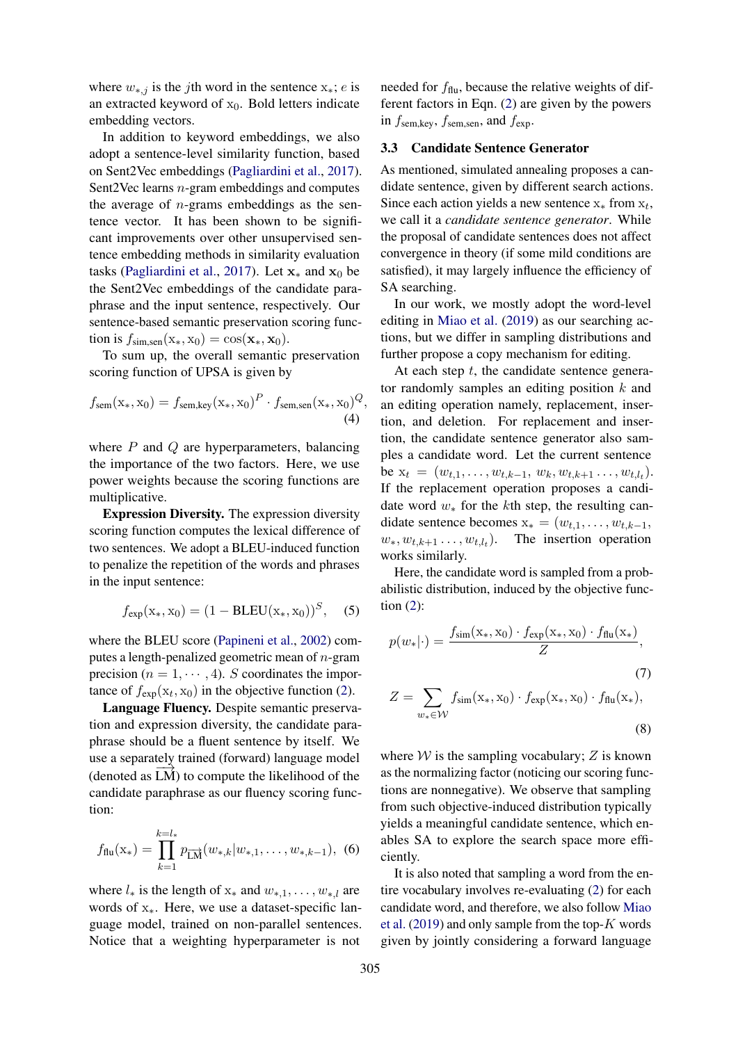where $w_{*,j}$ is the $j$th word in the sentence $\mathrm{x}_*$; $e$ is an extracted keyword of $\mathrm{x}_0$. Bold letters indicate embedding vectors.

In addition to keyword embeddings, we also adopt a sentence-level similarity function, based on Sent2Vec embeddings (Pagliardini et al., 2017). Sent2Vec learns $n$-gram embeddings and computes the average of $n$-grams embeddings as the sentence vector. It has been shown to be significant improvements over other unsupervised sentence embedding methods in similarity evaluation tasks (Pagliardini et al., 2017). Let $\mathbf{x}_*$ and $\mathbf{x}_0$ be the Sent2Vec embeddings of the candidate paraphrase and the input sentence, respectively. Our sentence-based semantic preservation scoring function is $f_{\text{sim,sen}}(\mathrm{x}_*, \mathrm{x}_0) = \cos(\mathbf{x}_*, \mathbf{x}_0)$.

To sum up, the overall semantic preservation scoring function of UPSA is given by

$$f_{\text{sem}}(\mathrm{x}_*, \mathrm{x}_0) = f_{\text{sem,key}}(\mathrm{x}_*, \mathrm{x}_0)^P \cdot f_{\text{sem,sen}}(\mathrm{x}_*, \mathrm{x}_0)^Q, \tag{4}$$

where $P$ and $Q$ are hyperparameters, balancing the importance of the two factors. Here, we use power weights because the scoring functions are multiplicative.

**Expression Diversity.** The expression diversity scoring function computes the lexical difference of two sentences. We adopt a BLEU-induced function to penalize the repetition of the words and phrases in the input sentence:

$$f_{\text{exp}}(\mathrm{x}_*, \mathrm{x}_0) = (1 - \text{BLEU}(\mathrm{x}_*, \mathrm{x}_0))^S, \tag{5}$$

where the BLEU score (Papineni et al., 2002) computes a length-penalized geometric mean of $n$-gram precision ($n = 1, \cdots, 4$). $S$ coordinates the importance of $f_{\text{exp}}(\mathrm{x}_t, \mathrm{x}_0)$ in the objective function (2).

**Language Fluency.** Despite semantic preservation and expression diversity, the candidate paraphrase should be a fluent sentence by itself. We use a separately trained (forward) language model (denoted as $\overrightarrow{\text{LM}}$) to compute the likelihood of the candidate paraphrase as our fluency scoring function:

$$f_{\text{flu}}(\mathrm{x}_*) = \prod_{k=1}^{k=l_*} p_{\overrightarrow{\text{LM}}}(w_{*,k} | w_{*,1}, \ldots, w_{*,k-1}), \tag{6}$$

where $l_*$ is the length of $\mathrm{x}_*$ and $w_{*,1}, \ldots, w_{*,l}$ are words of $\mathrm{x}_*$. Here, we use a dataset-specific language model, trained on non-parallel sentences. Notice that a weighting hyperparameter is not needed for $f_{\text{flu}}$, because the relative weights of different factors in Eqn. (2) are given by the powers in $f_{\text{sem,key}}$, $f_{\text{sem,sen}}$, and $f_{\text{exp}}$.

### 3.3 Candidate Sentence Generator

As mentioned, simulated annealing proposes a candidate sentence, given by different search actions. Since each action yields a new sentence $\mathrm{x}_*$ from $\mathrm{x}_t$, we call it a *candidate sentence generator*. While the proposal of candidate sentences does not affect convergence in theory (if some mild conditions are satisfied), it may largely influence the efficiency of SA searching.

In our work, we mostly adopt the word-level editing in Miao et al. (2019) as our searching actions, but we differ in sampling distributions and further propose a copy mechanism for editing.

At each step $t$, the candidate sentence generator randomly samples an editing position $k$ and an editing operation namely, replacement, insertion, and deletion. For replacement and insertion, the candidate sentence generator also samples a candidate word. Let the current sentence be $\mathrm{x}_t = (w_{t,1}, \ldots, w_{t,k-1}, w_k, w_{t,k+1} \ldots, w_{t,l_t})$. If the replacement operation proposes a candidate word $w_*$ for the $k$th step, the resulting candidate sentence becomes $\mathrm{x}_* = (w_{t,1}, \ldots, w_{t,k-1}, w_*, w_{t,k+1} \ldots, w_{t,l_t})$. The insertion operation works similarly.

Here, the candidate word is sampled from a probabilistic distribution, induced by the objective function (2):

$$p(w_*|\cdot) = \frac{f_{\text{sim}}(\mathrm{x}_*, \mathrm{x}_0) \cdot f_{\text{exp}}(\mathrm{x}_*, \mathrm{x}_0) \cdot f_{\text{flu}}(\mathrm{x}_*)}{Z}, \tag{7}$$

$$Z = \sum_{w_* \in \mathcal{W}} f_{\text{sim}}(\mathrm{x}_*, \mathrm{x}_0) \cdot f_{\text{exp}}(\mathrm{x}_*, \mathrm{x}_0) \cdot f_{\text{flu}}(\mathrm{x}_*), \tag{8}$$

where $\mathcal{W}$ is the sampling vocabulary; $Z$ is known as the normalizing factor (noticing our scoring functions are nonnegative). We observe that sampling from such objective-induced distribution typically yields a meaningful candidate sentence, which enables SA to explore the search space more efficiently.

It is also noted that sampling a word from the entire vocabulary involves re-evaluating (2) for each candidate word, and therefore, we also follow Miao et al. (2019) and only sample from the top-$K$ words given by jointly considering a forward language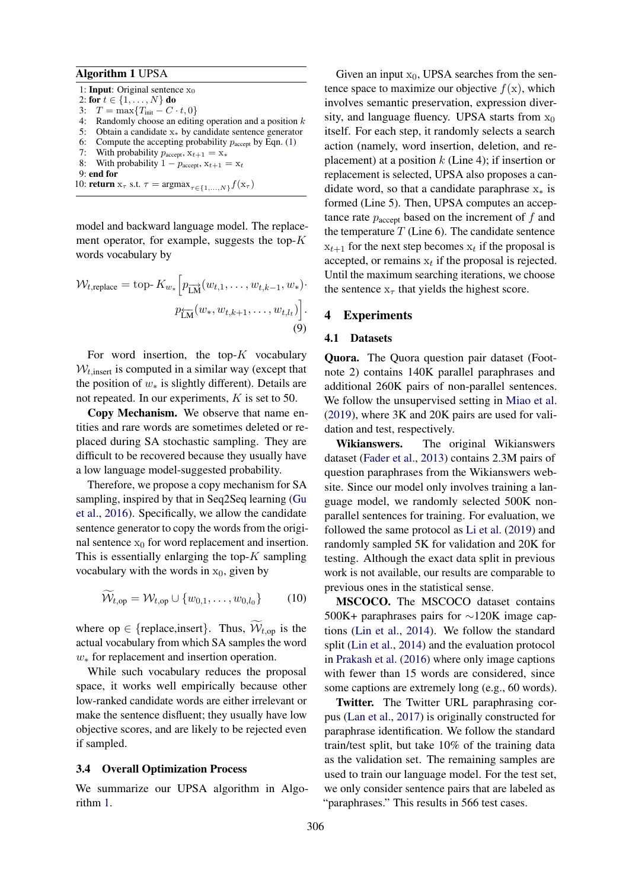**Algorithm 1** UPSA

```
1: Input: Original sentence x_0
2: for t ∈ {1, ..., N} do
3:   T = max{T_init − C · t, 0}
4:   Randomly choose an editing operation and a position k
5:   Obtain a candidate x_* by candidate sentence generator
6:   Compute the accepting probability p_accept by Eqn. (1)
7:   With probability p_accept, x_{t+1} = x_*
8:   With probability 1 − p_accept, x_{t+1} = x_t
9: end for
10: return x_τ s.t. τ = argmax_{τ∈{1,...,N}} f(x_τ)
```

model and backward language model. The replacement operator, for example, suggests the top-$K$ words vocabulary by

$$\mathcal{W}_{t,\text{replace}} = \text{top-}K_{w_*}\Big[p_{\overrightarrow{\text{LM}}}(w_{t,1},\ldots,w_{t,k-1},w_*)\cdot p_{\overleftarrow{\text{LM}}}(w_*,w_{t,k+1},\ldots,w_{t,l_t})\Big]. \tag{9}$$

For word insertion, the top-$K$ vocabulary $\mathcal{W}_{t,\text{insert}}$ is computed in a similar way (except that the position of $w_*$ is slightly different). Details are not repeated. In our experiments, $K$ is set to 50.

**Copy Mechanism.** We observe that name entities and rare words are sometimes deleted or replaced during SA stochastic sampling. They are difficult to be recovered because they usually have a low language model-suggested probability.

Therefore, we propose a copy mechanism for SA sampling, inspired by that in Seq2Seq learning (Gu et al., 2016). Specifically, we allow the candidate sentence generator to copy the words from the original sentence $\mathrm{x}_0$ for word replacement and insertion. This is essentially enlarging the top-$K$ sampling vocabulary with the words in $\mathrm{x}_0$, given by

$$\widetilde{\mathcal{W}}_{t,\text{op}} = \mathcal{W}_{t,\text{op}} \cup \{w_{0,1},\ldots,w_{0,l_0}\} \tag{10}$$

where op $\in$ {replace,insert}. Thus, $\widetilde{\mathcal{W}}_{t,\text{op}}$ is the actual vocabulary from which SA samples the word $w_*$ for replacement and insertion operation.

While such vocabulary reduces the proposal space, it works well empirically because other low-ranked candidate words are either irrelevant or make the sentence disfluent; they usually have low objective scores, and are likely to be rejected even if sampled.

### 3.4 Overall Optimization Process

We summarize our UPSA algorithm in Algorithm 1.

Given an input $\mathrm{x}_0$, UPSA searches from the sentence space to maximize our objective $f(\mathrm{x})$, which involves semantic preservation, expression diversity, and language fluency. UPSA starts from $\mathrm{x}_0$ itself. For each step, it randomly selects a search action (namely, word insertion, deletion, and replacement) at a position $k$ (Line 4); if insertion or replacement is selected, UPSA also proposes a candidate word, so that a candidate paraphrase $\mathrm{x}_*$ is formed (Line 5). Then, UPSA computes an acceptance rate $p_{\text{accept}}$ based on the increment of $f$ and the temperature $T$ (Line 6). The candidate sentence $\mathrm{x}_{t+1}$ for the next step becomes $\mathrm{x}_t$ if the proposal is accepted, or remains $\mathrm{x}_t$ if the proposal is rejected. Until the maximum searching iterations, we choose the sentence $\mathrm{x}_\tau$ that yields the highest score.

## 4 Experiments

### 4.1 Datasets

**Quora.** The Quora question pair dataset (Footnote 2) contains 140K parallel paraphrases and additional 260K pairs of non-parallel sentences. We follow the unsupervised setting in Miao et al. (2019), where 3K and 20K pairs are used for validation and test, respectively.

**Wikianswers.** The original Wikianswers dataset (Fader et al., 2013) contains 2.3M pairs of question paraphrases from the Wikianswers website. Since our model only involves training a language model, we randomly selected 500K non-parallel sentences for training. For evaluation, we followed the same protocol as Li et al. (2019) and randomly sampled 5K for validation and 20K for testing. Although the exact data split in previous work is not available, our results are comparable to previous ones in the statistical sense.

**MSCOCO.** The MSCOCO dataset contains 500K+ paraphrases pairs for ∼120K image captions (Lin et al., 2014). We follow the standard split (Lin et al., 2014) and the evaluation protocol in Prakash et al. (2016) where only image captions with fewer than 15 words are considered, since some captions are extremely long (e.g., 60 words).

**Twitter.** The Twitter URL paraphrasing corpus (Lan et al., 2017) is originally constructed for paraphrase identification. We follow the standard train/test split, but take 10% of the training data as the validation set. The remaining samples are used to train our language model. For the test set, we only consider sentence pairs that are labeled as "paraphrases." This results in 566 test cases.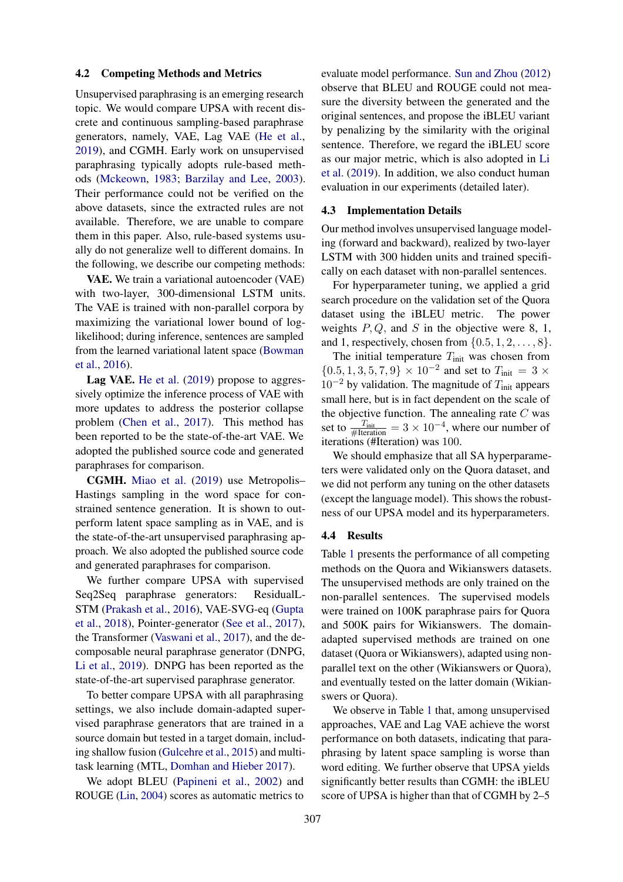### 4.2 Competing Methods and Metrics

Unsupervised paraphrasing is an emerging research topic. We would compare UPSA with recent discrete and continuous sampling-based paraphrase generators, namely, VAE, Lag VAE (He et al., 2019), and CGMH. Early work on unsupervised paraphrasing typically adopts rule-based methods (Mckeown, 1983; Barzilay and Lee, 2003). Their performance could not be verified on the above datasets, since the extracted rules are not available. Therefore, we are unable to compare them in this paper. Also, rule-based systems usually do not generalize well to different domains. In the following, we describe our competing methods:

**VAE.** We train a variational autoencoder (VAE) with two-layer, 300-dimensional LSTM units. The VAE is trained with non-parallel corpora by maximizing the variational lower bound of log-likelihood; during inference, sentences are sampled from the learned variational latent space (Bowman et al., 2016).

**Lag VAE.** He et al. (2019) propose to aggressively optimize the inference process of VAE with more updates to address the posterior collapse problem (Chen et al., 2017). This method has been reported to be the state-of-the-art VAE. We adopted the published source code and generated paraphrases for comparison.

**CGMH.** Miao et al. (2019) use Metropolis–Hastings sampling in the word space for constrained sentence generation. It is shown to outperform latent space sampling as in VAE, and is the state-of-the-art unsupervised paraphrasing approach. We also adopted the published source code and generated paraphrases for comparison.

We further compare UPSA with supervised Seq2Seq paraphrase generators: ResidualLSTM (Prakash et al., 2016), VAE-SVG-eq (Gupta et al., 2018), Pointer-generator (See et al., 2017), the Transformer (Vaswani et al., 2017), and the decomposable neural paraphrase generator (DNPG, Li et al., 2019). DNPG has been reported as the state-of-the-art supervised paraphrase generator.

To better compare UPSA with all paraphrasing settings, we also include domain-adapted supervised paraphrase generators that are trained in a source domain but tested in a target domain, including shallow fusion (Gulcehre et al., 2015) and multi-task learning (MTL, Domhan and Hieber 2017).

We adopt BLEU (Papineni et al., 2002) and ROUGE (Lin, 2004) scores as automatic metrics to evaluate model performance. Sun and Zhou (2012) observe that BLEU and ROUGE could not measure the diversity between the generated and the original sentences, and propose the iBLEU variant by penalizing by the similarity with the original sentence. Therefore, we regard the iBLEU score as our major metric, which is also adopted in Li et al. (2019). In addition, we also conduct human evaluation in our experiments (detailed later).

### 4.3 Implementation Details

Our method involves unsupervised language modeling (forward and backward), realized by two-layer LSTM with 300 hidden units and trained specifically on each dataset with non-parallel sentences.

For hyperparameter tuning, we applied a grid search procedure on the validation set of the Quora dataset using the iBLEU metric. The power weights $P, Q$, and $S$ in the objective were 8, 1, and 1, respectively, chosen from $\{0.5, 1, 2, \dots, 8\}$.

The initial temperature $T_{\text{init}}$ was chosen from $\{0.5, 1, 3, 5, 7, 9\} \times 10^{-2}$ and set to $T_{\text{init}} = 3 \times 10^{-2}$ by validation. The magnitude of $T_{\text{init}}$ appears small here, but is in fact dependent on the scale of the objective function. The annealing rate $C$ was set to $\frac{T_{\text{init}}}{\#\text{Iteration}} = 3 \times 10^{-4}$, where our number of iterations (#Iteration) was 100.

We should emphasize that all SA hyperparameters were validated only on the Quora dataset, and we did not perform any tuning on the other datasets (except the language model). This shows the robustness of our UPSA model and its hyperparameters.

### 4.4 Results

Table 1 presents the performance of all competing methods on the Quora and Wikianswers datasets. The unsupervised methods are only trained on the non-parallel sentences. The supervised models were trained on 100K paraphrase pairs for Quora and 500K pairs for Wikianswers. The domain-adapted supervised methods are trained on one dataset (Quora or Wikianswers), adapted using non-parallel text on the other (Wikianswers or Quora), and eventually tested on the latter domain (Wikianswers or Quora).

We observe in Table 1 that, among unsupervised approaches, VAE and Lag VAE achieve the worst performance on both datasets, indicating that paraphrasing by latent space sampling is worse than word editing. We further observe that UPSA yields significantly better results than CGMH: the iBLEU score of UPSA is higher than that of CGMH by 2–5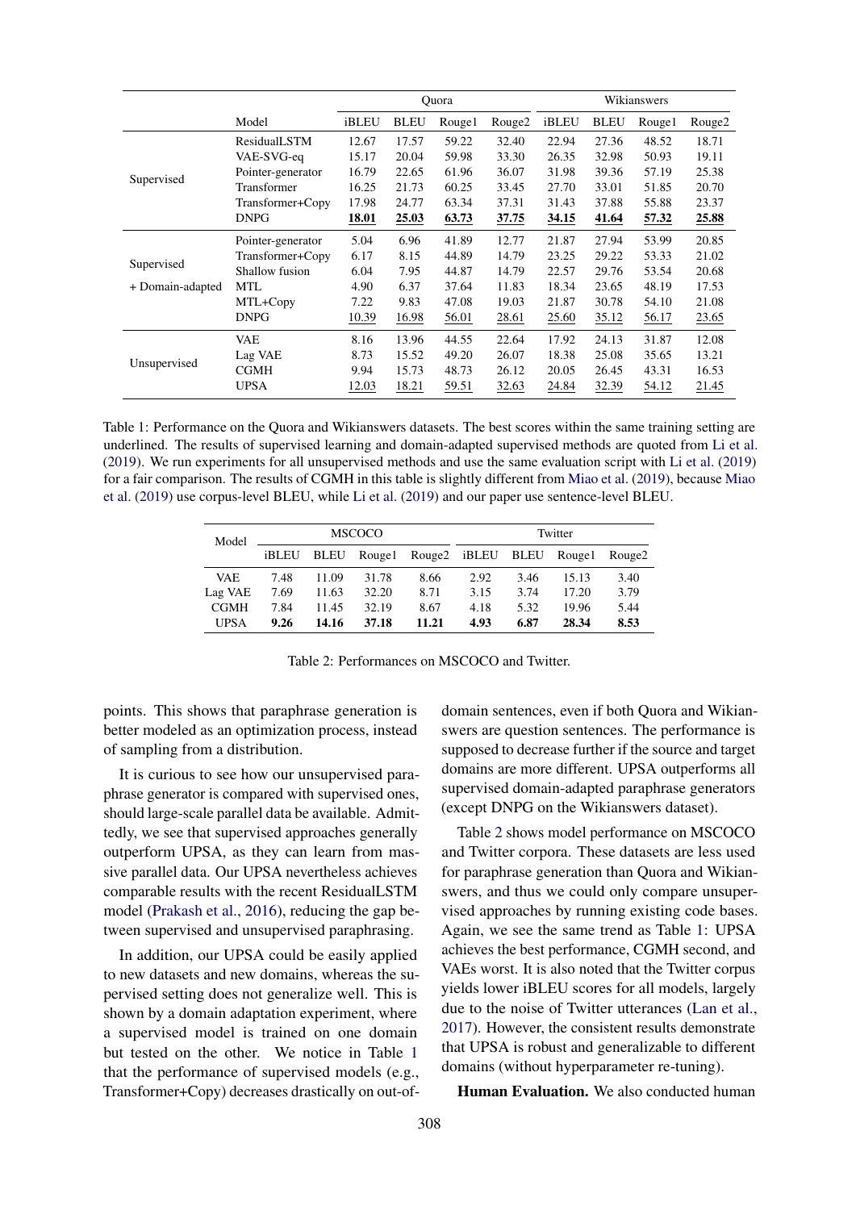| | Model | Quora | | | | Wikianswers | | | |
|---|---|---|---|---|---|---|---|---|---|
| | | iBLEU | BLEU | Rouge1 | Rouge2 | iBLEU | BLEU | Rouge1 | Rouge2 |
| Supervised | ResidualLSTM | 12.67 | 17.57 | 59.22 | 32.40 | 22.94 | 27.36 | 48.52 | 18.71 |
| | VAE-SVG-eq | 15.17 | 20.04 | 59.98 | 33.30 | 26.35 | 32.98 | 50.93 | 19.11 |
| | Pointer-generator | 16.79 | 22.65 | 61.96 | 36.07 | 31.98 | 39.36 | 57.19 | 25.38 |
| | Transformer | 16.25 | 21.73 | 60.25 | 33.45 | 27.70 | 33.01 | 51.85 | 20.70 |
| | Transformer+Copy | 17.98 | 24.77 | 63.34 | 37.31 | 31.43 | 37.88 | 55.88 | 23.37 |
| | DNPG | **18.01** | **25.03** | **63.73** | **37.75** | **34.15** | **41.64** | **57.32** | **25.88** |
| Supervised + Domain-adapted | Pointer-generator | 5.04 | 6.96 | 41.89 | 12.77 | 21.87 | 27.94 | 53.99 | 20.85 |
| | Transformer+Copy | 6.17 | 8.15 | 44.89 | 14.79 | 23.25 | 29.22 | 53.33 | 21.02 |
| | Shallow fusion | 6.04 | 7.95 | 44.87 | 14.79 | 22.57 | 29.76 | 53.54 | 20.68 |
| | MTL | 4.90 | 6.37 | 37.64 | 11.83 | 18.34 | 23.65 | 48.19 | 17.53 |
| | MTL+Copy | 7.22 | 9.83 | 47.08 | 19.03 | 21.87 | 30.78 | 54.10 | 21.08 |
| | DNPG | 10.39 | 16.98 | 56.01 | 28.61 | 25.60 | 35.12 | 56.17 | 23.65 |
| Unsupervised | VAE | 8.16 | 13.96 | 44.55 | 22.64 | 17.92 | 24.13 | 31.87 | 12.08 |
| | Lag VAE | 8.73 | 15.52 | 49.20 | 26.07 | 18.38 | 25.08 | 35.65 | 13.21 |
| | CGMH | 9.94 | 15.73 | 48.73 | 26.12 | 20.05 | 26.45 | 43.31 | 16.53 |
| | UPSA | 12.03 | 18.21 | 59.51 | 32.63 | 24.84 | 32.39 | 54.12 | 21.45 |

Table 1: Performance on the Quora and Wikianswers datasets. The best scores within the same training setting are underlined. The results of supervised learning and domain-adapted supervised methods are quoted from Li et al. (2019). We run experiments for all unsupervised methods and use the same evaluation script with Li et al. (2019) for a fair comparison. The results of CGMH in this table is slightly different from Miao et al. (2019), because Miao et al. (2019) use corpus-level BLEU, while Li et al. (2019) and our paper use sentence-level BLEU.

| Model | MSCOCO | | | | Twitter | | | |
|---|---|---|---|---|---|---|---|---|
| | iBLEU | BLEU | Rouge1 | Rouge2 | iBLEU | BLEU | Rouge1 | Rouge2 |
| VAE | 7.48 | 11.09 | 31.78 | 8.66 | 2.92 | 3.46 | 15.13 | 3.40 |
| Lag VAE | 7.69 | 11.63 | 32.20 | 8.71 | 3.15 | 3.74 | 17.20 | 3.79 |
| CGMH | 7.84 | 11.45 | 32.19 | 8.67 | 4.18 | 5.32 | 19.96 | 5.44 |
| UPSA | **9.26** | **14.16** | **37.18** | **11.21** | **4.93** | **6.87** | **28.34** | **8.53** |

Table 2: Performances on MSCOCO and Twitter.

points. This shows that paraphrase generation is better modeled as an optimization process, instead of sampling from a distribution.

It is curious to see how our unsupervised paraphrase generator is compared with supervised ones, should large-scale parallel data be available. Admittedly, we see that supervised approaches generally outperform UPSA, as they can learn from massive parallel data. Our UPSA nevertheless achieves comparable results with the recent ResidualLSTM model (Prakash et al., 2016), reducing the gap between supervised and unsupervised paraphrasing.

In addition, our UPSA could be easily applied to new datasets and new domains, whereas the supervised setting does not generalize well. This is shown by a domain adaptation experiment, where a supervised model is trained on one domain but tested on the other. We notice in Table 1 that the performance of supervised models (e.g., Transformer+Copy) decreases drastically on out-of-domain sentences, even if both Quora and Wikianswers are question sentences. The performance is supposed to decrease further if the source and target domains are more different. UPSA outperforms all supervised domain-adapted paraphrase generators (except DNPG on the Wikianswers dataset).

Table 2 shows model performance on MSCOCO and Twitter corpora. These datasets are less used for paraphrase generation than Quora and Wikianswers, and thus we could only compare unsupervised approaches by running existing code bases. Again, we see the same trend as Table 1: UPSA achieves the best performance, CGMH second, and VAEs worst. It is also noted that the Twitter corpus yields lower iBLEU scores for all models, largely due to the noise of Twitter utterances (Lan et al., 2017). However, the consistent results demonstrate that UPSA is robust and generalizable to different domains (without hyperparameter re-tuning).

**Human Evaluation.** We also conducted human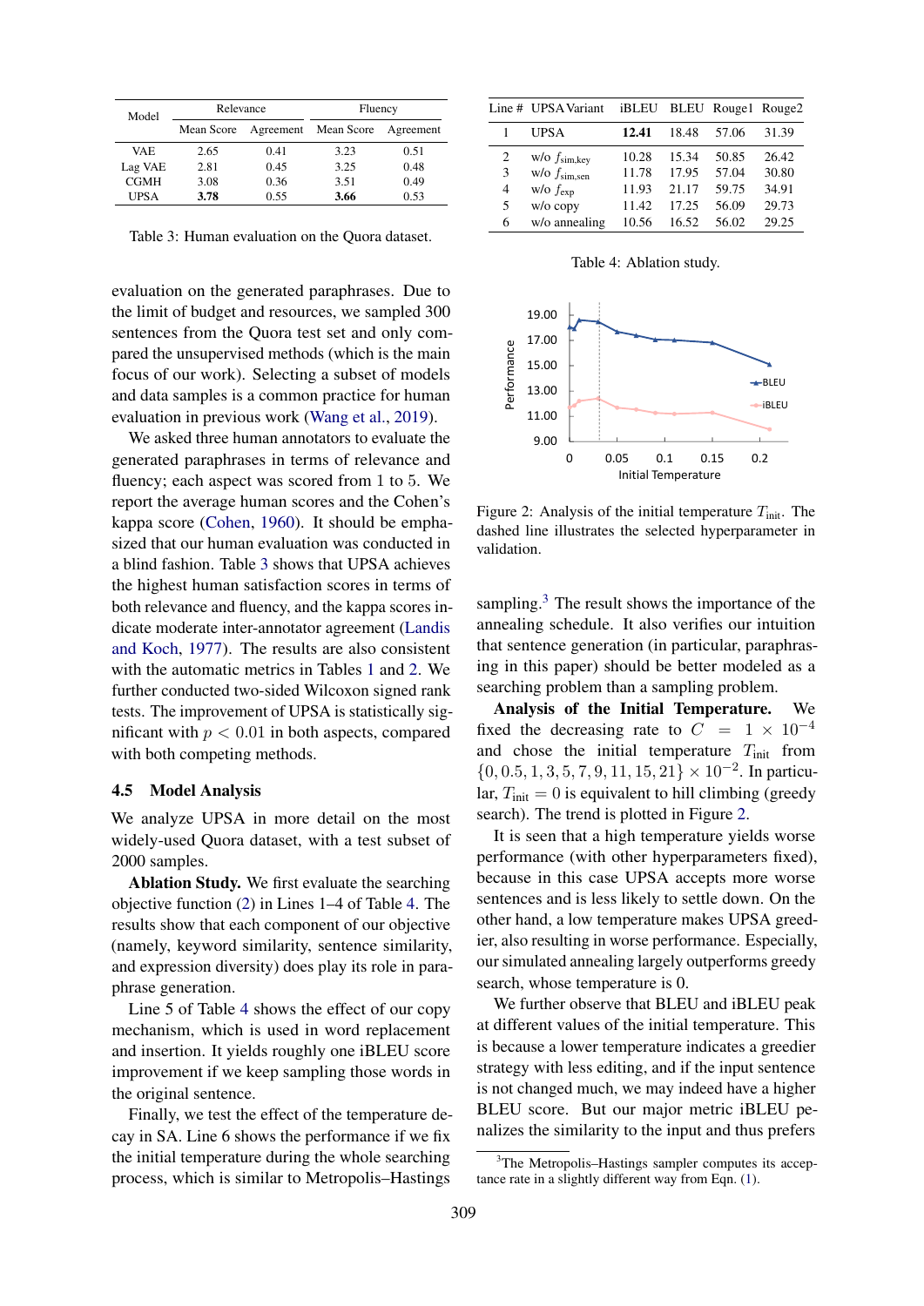| Model | Relevance | | Fluency | |
|---|---|---|---|---|
| | Mean Score | Agreement | Mean Score | Agreement |
| VAE | 2.65 | 0.41 | 3.23 | 0.51 |
| Lag VAE | 2.81 | 0.45 | 3.25 | 0.48 |
| CGMH | 3.08 | 0.36 | 3.51 | 0.49 |
| UPSA | **3.78** | 0.55 | **3.66** | 0.53 |

Table 3: Human evaluation on the Quora dataset.

evaluation on the generated paraphrases. Due to the limit of budget and resources, we sampled 300 sentences from the Quora test set and only compared the unsupervised methods (which is the main focus of our work). Selecting a subset of models and data samples is a common practice for human evaluation in previous work (Wang et al., 2019).

We asked three human annotators to evaluate the generated paraphrases in terms of relevance and fluency; each aspect was scored from 1 to 5. We report the average human scores and the Cohen's kappa score (Cohen, 1960). It should be emphasized that our human evaluation was conducted in a blind fashion. Table 3 shows that UPSA achieves the highest human satisfaction scores in terms of both relevance and fluency, and the kappa scores indicate moderate inter-annotator agreement (Landis and Koch, 1977). The results are also consistent with the automatic metrics in Tables 1 and 2. We further conducted two-sided Wilcoxon signed rank tests. The improvement of UPSA is statistically significant with $p < 0.01$ in both aspects, compared with both competing methods.

## 4.5 Model Analysis

We analyze UPSA in more detail on the most widely-used Quora dataset, with a test subset of 2000 samples.

**Ablation Study.** We first evaluate the searching objective function (2) in Lines 1–4 of Table 4. The results show that each component of our objective (namely, keyword similarity, sentence similarity, and expression diversity) does play its role in paraphrase generation.

Line 5 of Table 4 shows the effect of our copy mechanism, which is used in word replacement and insertion. It yields roughly one iBLEU score improvement if we keep sampling those words in the original sentence.

Finally, we test the effect of the temperature decay in SA. Line 6 shows the performance if we fix the initial temperature during the whole searching process, which is similar to Metropolis–Hastings sampling.[3] The result shows the importance of the annealing schedule. It also verifies our intuition that sentence generation (in particular, paraphrasing in this paper) should be better modeled as a searching problem than a sampling problem.

| Line # | UPSA Variant | iBLEU | BLEU | Rouge1 | Rouge2 |
|---|---|---|---|---|---|
| 1 | UPSA | **12.41** | 18.48 | 57.06 | 31.39 |
| 2 | w/o $f_{\text{sim,key}}$ | 10.28 | 15.34 | 50.85 | 26.42 |
| 3 | w/o $f_{\text{sim,sen}}$ | 11.78 | 17.95 | 57.04 | 30.80 |
| 4 | w/o $f_{\text{exp}}$ | 11.93 | 21.17 | 59.75 | 34.91 |
| 5 | w/o copy | 11.42 | 17.25 | 56.09 | 29.73 |
| 6 | w/o annealing | 10.56 | 16.52 | 56.02 | 29.25 |

Table 4: Ablation study.

Figure 2: Analysis of the initial temperature $T_{\text{init}}$. The dashed line illustrates the selected hyperparameter in validation.

**Analysis of the Initial Temperature.** We fixed the decreasing rate to $C = 1 \times 10^{-4}$ and chose the initial temperature $T_{\text{init}}$ from $\{0, 0.5, 1, 3, 5, 7, 9, 11, 15, 21\} \times 10^{-2}$. In particular, $T_{\text{init}} = 0$ is equivalent to hill climbing (greedy search). The trend is plotted in Figure 2.

It is seen that a high temperature yields worse performance (with other hyperparameters fixed), because in this case UPSA accepts more worse sentences and is less likely to settle down. On the other hand, a low temperature makes UPSA greedier, also resulting in worse performance. Especially, our simulated annealing largely outperforms greedy search, whose temperature is 0.

We further observe that BLEU and iBLEU peak at different values of the initial temperature. This is because a lower temperature indicates a greedier strategy with less editing, and if the input sentence is not changed much, we may indeed have a higher BLEU score. But our major metric iBLEU penalizes the similarity to the input and thus prefers

[3] The Metropolis–Hastings sampler computes its acceptance rate in a slightly different way from Eqn. (1).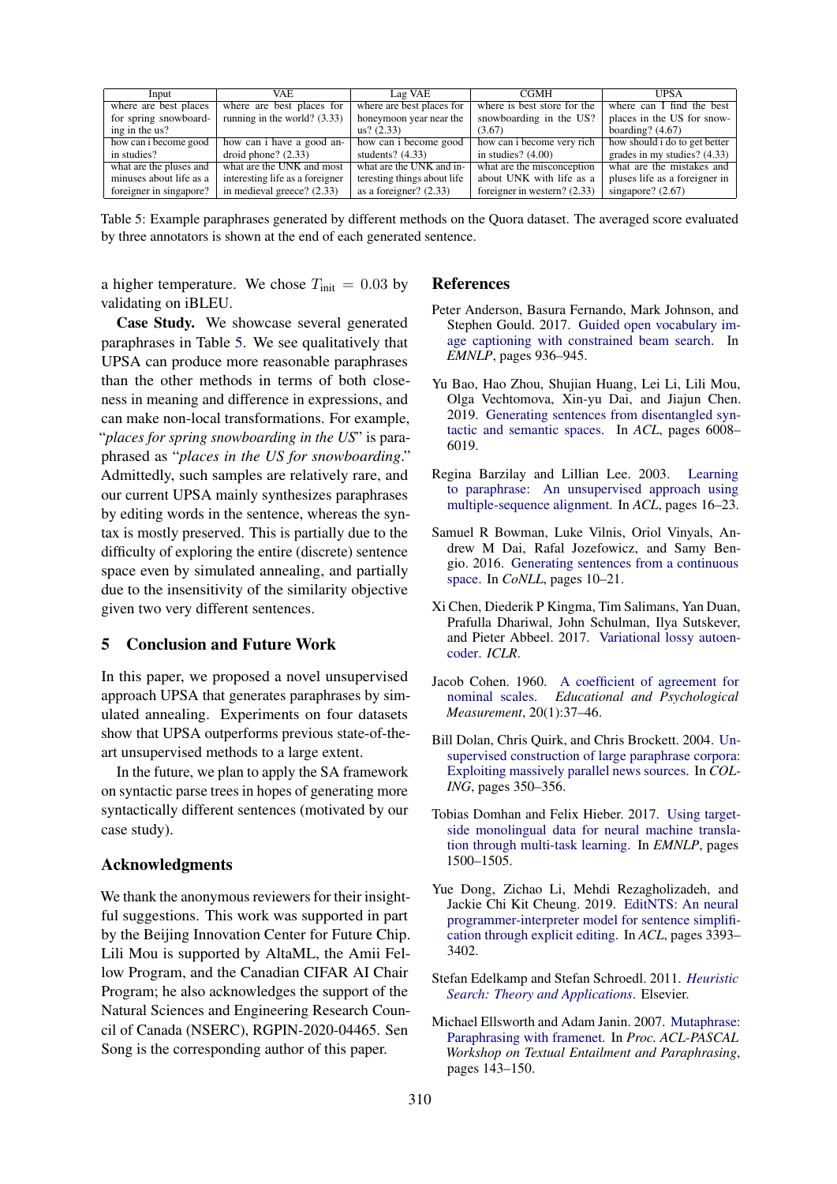| Input | VAE | Lag VAE | CGMH | UPSA |
|---|---|---|---|---|
| where are best places for spring snowboarding in the us? | where are best places for running in the world? (3.33) | where are best places for honeymoon year near the us? (2.33) | where is best store for the snowboarding in the US? (3.67) | where can I find the best places in the US for snowboarding? (4.67) |
| how can i become good in studies? | how can i have a good android phone? (2.33) | how can i become good students? (4.33) | how can i become very rich in studies? (4.00) | how should i do to get better grades in my studies? (4.33) |
| what are the pluses and minuses about life as a foreigner in singapore? | what are the UNK and most interesting life as a foreigner in medieval greece? (2.33) | what are the UNK and interesting things about life as a foreigner? (2.33) | what are the misconception about UNK with life as a foreigner in western? (2.33) | what are the mistakes and pluses life as a foreigner in singapore? (2.67) |

Table 5: Example paraphrases generated by different methods on the Quora dataset. The averaged score evaluated by three annotators is shown at the end of each generated sentence.

a higher temperature. We chose $T_{\text{init}} = 0.03$ by validating on iBLEU.

**Case Study.** We showcase several generated paraphrases in Table 5. We see qualitatively that UPSA can produce more reasonable paraphrases than the other methods in terms of both closeness in meaning and difference in expressions, and can make non-local transformations. For example, "*places for spring snowboarding in the US*" is paraphrased as "*places in the US for snowboarding*." Admittedly, such samples are relatively rare, and our current UPSA mainly synthesizes paraphrases by editing words in the sentence, whereas the syntax is mostly preserved. This is partially due to the difficulty of exploring the entire (discrete) sentence space even by simulated annealing, and partially due to the insensitivity of the similarity objective given two very different sentences.

## 5 Conclusion and Future Work

In this paper, we proposed a novel unsupervised approach UPSA that generates paraphrases by simulated annealing. Experiments on four datasets show that UPSA outperforms previous state-of-the-art unsupervised methods to a large extent.

In the future, we plan to apply the SA framework on syntactic parse trees in hopes of generating more syntactically different sentences (motivated by our case study).

## Acknowledgments

We thank the anonymous reviewers for their insightful suggestions. This work was supported in part by the Beijing Innovation Center for Future Chip. Lili Mou is supported by AltaML, the Amii Fellow Program, and the Canadian CIFAR AI Chair Program; he also acknowledges the support of the Natural Sciences and Engineering Research Council of Canada (NSERC), RGPIN-2020-04465. Sen Song is the corresponding author of this paper.

## References

Peter Anderson, Basura Fernando, Mark Johnson, and Stephen Gould. 2017. Guided open vocabulary image captioning with constrained beam search. In *EMNLP*, pages 936–945.

Yu Bao, Hao Zhou, Shujian Huang, Lei Li, Lili Mou, Olga Vechtomova, Xin-yu Dai, and Jiajun Chen. 2019. Generating sentences from disentangled syntactic and semantic spaces. In *ACL*, pages 6008–6019.

Regina Barzilay and Lillian Lee. 2003. Learning to paraphrase: An unsupervised approach using multiple-sequence alignment. In *ACL*, pages 16–23.

Samuel R Bowman, Luke Vilnis, Oriol Vinyals, Andrew M Dai, Rafal Jozefowicz, and Samy Bengio. 2016. Generating sentences from a continuous space. In *CoNLL*, pages 10–21.

Xi Chen, Diederik P Kingma, Tim Salimans, Yan Duan, Prafulla Dhariwal, John Schulman, Ilya Sutskever, and Pieter Abbeel. 2017. Variational lossy autoencoder. *ICLR*.

Jacob Cohen. 1960. A coefficient of agreement for nominal scales. *Educational and Psychological Measurement*, 20(1):37–46.

Bill Dolan, Chris Quirk, and Chris Brockett. 2004. Unsupervised construction of large paraphrase corpora: Exploiting massively parallel news sources. In *COLING*, pages 350–356.

Tobias Domhan and Felix Hieber. 2017. Using target-side monolingual data for neural machine translation through multi-task learning. In *EMNLP*, pages 1500–1505.

Yue Dong, Zichao Li, Mehdi Rezagholizadeh, and Jackie Chi Kit Cheung. 2019. EditNTS: An neural programmer-interpreter model for sentence simplification through explicit editing. In *ACL*, pages 3393–3402.

Stefan Edelkamp and Stefan Schroedl. 2011. *Heuristic Search: Theory and Applications*. Elsevier.

Michael Ellsworth and Adam Janin. 2007. Mutaphrase: Paraphrasing with framenet. In *Proc. ACL-PASCAL Workshop on Textual Entailment and Paraphrasing*, pages 143–150.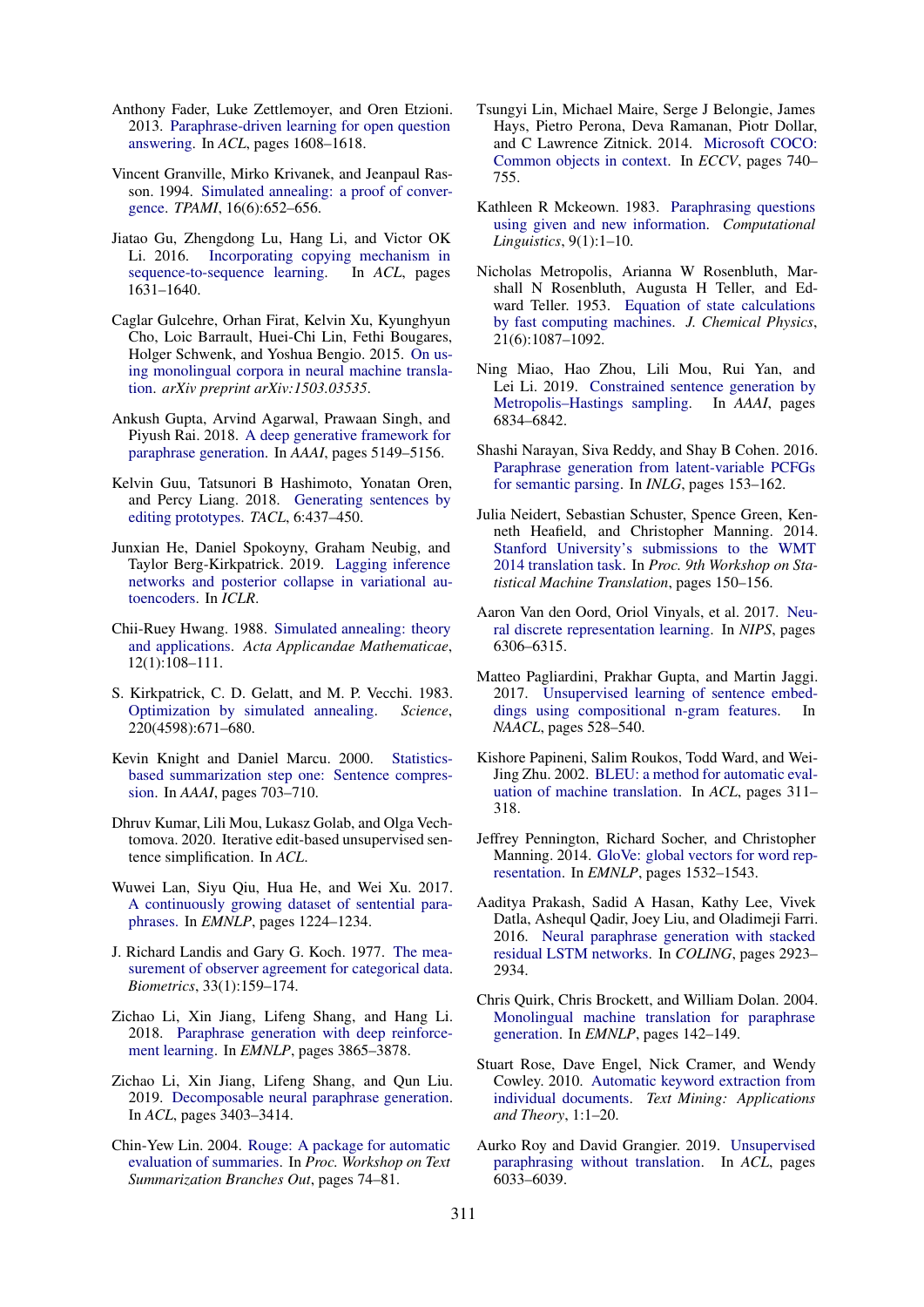Anthony Fader, Luke Zettlemoyer, and Oren Etzioni. 2013. Paraphrase-driven learning for open question answering. In *ACL*, pages 1608–1618.

Vincent Granville, Mirko Krivanek, and Jeanpaul Rasson. 1994. Simulated annealing: a proof of convergence. *TPAMI*, 16(6):652–656.

Jiatao Gu, Zhengdong Lu, Hang Li, and Victor OK Li. 2016. Incorporating copying mechanism in sequence-to-sequence learning. In *ACL*, pages 1631–1640.

Caglar Gulcehre, Orhan Firat, Kelvin Xu, Kyunghyun Cho, Loic Barrault, Huei-Chi Lin, Fethi Bougares, Holger Schwenk, and Yoshua Bengio. 2015. On using monolingual corpora in neural machine translation. *arXiv preprint arXiv:1503.03535*.

Ankush Gupta, Arvind Agarwal, Prawaan Singh, and Piyush Rai. 2018. A deep generative framework for paraphrase generation. In *AAAI*, pages 5149–5156.

Kelvin Guu, Tatsunori B Hashimoto, Yonatan Oren, and Percy Liang. 2018. Generating sentences by editing prototypes. *TACL*, 6:437–450.

Junxian He, Daniel Spokoyny, Graham Neubig, and Taylor Berg-Kirkpatrick. 2019. Lagging inference networks and posterior collapse in variational autoencoders. In *ICLR*.

Chii-Ruey Hwang. 1988. Simulated annealing: theory and applications. *Acta Applicandae Mathematicae*, 12(1):108–111.

S. Kirkpatrick, C. D. Gelatt, and M. P. Vecchi. 1983. Optimization by simulated annealing. *Science*, 220(4598):671–680.

Kevin Knight and Daniel Marcu. 2000. Statistics-based summarization step one: Sentence compression. In *AAAI*, pages 703–710.

Dhruv Kumar, Lili Mou, Lukasz Golab, and Olga Vechtomova. 2020. Iterative edit-based unsupervised sentence simplification. In *ACL*.

Wuwei Lan, Siyu Qiu, Hua He, and Wei Xu. 2017. A continuously growing dataset of sentential paraphrases. In *EMNLP*, pages 1224–1234.

J. Richard Landis and Gary G. Koch. 1977. The measurement of observer agreement for categorical data. *Biometrics*, 33(1):159–174.

Zichao Li, Xin Jiang, Lifeng Shang, and Hang Li. 2018. Paraphrase generation with deep reinforcement learning. In *EMNLP*, pages 3865–3878.

Zichao Li, Xin Jiang, Lifeng Shang, and Qun Liu. 2019. Decomposable neural paraphrase generation. In *ACL*, pages 3403–3414.

Chin-Yew Lin. 2004. Rouge: A package for automatic evaluation of summaries. In *Proc. Workshop on Text Summarization Branches Out*, pages 74–81.

Tsungyi Lin, Michael Maire, Serge J Belongie, James Hays, Pietro Perona, Deva Ramanan, Piotr Dollar, and C Lawrence Zitnick. 2014. Microsoft COCO: Common objects in context. In *ECCV*, pages 740–755.

Kathleen R Mckeown. 1983. Paraphrasing questions using given and new information. *Computational Linguistics*, 9(1):1–10.

Nicholas Metropolis, Arianna W Rosenbluth, Marshall N Rosenbluth, Augusta H Teller, and Edward Teller. 1953. Equation of state calculations by fast computing machines. *J. Chemical Physics*, 21(6):1087–1092.

Ning Miao, Hao Zhou, Lili Mou, Rui Yan, and Lei Li. 2019. Constrained sentence generation by Metropolis–Hastings sampling. In *AAAI*, pages 6834–6842.

Shashi Narayan, Siva Reddy, and Shay B Cohen. 2016. Paraphrase generation from latent-variable PCFGs for semantic parsing. In *INLG*, pages 153–162.

Julia Neidert, Sebastian Schuster, Spence Green, Kenneth Heafield, and Christopher Manning. 2014. Stanford University's submissions to the WMT 2014 translation task. In *Proc. 9th Workshop on Statistical Machine Translation*, pages 150–156.

Aaron Van den Oord, Oriol Vinyals, et al. 2017. Neural discrete representation learning. In *NIPS*, pages 6306–6315.

Matteo Pagliardini, Prakhar Gupta, and Martin Jaggi. 2017. Unsupervised learning of sentence embeddings using compositional n-gram features. In *NAACL*, pages 528–540.

Kishore Papineni, Salim Roukos, Todd Ward, and Wei-Jing Zhu. 2002. BLEU: a method for automatic evaluation of machine translation. In *ACL*, pages 311–318.

Jeffrey Pennington, Richard Socher, and Christopher Manning. 2014. GloVe: global vectors for word representation. In *EMNLP*, pages 1532–1543.

Aaditya Prakash, Sadid A Hasan, Kathy Lee, Vivek Datla, Ashequl Qadir, Joey Liu, and Oladimeji Farri. 2016. Neural paraphrase generation with stacked residual LSTM networks. In *COLING*, pages 2923–2934.

Chris Quirk, Chris Brockett, and William Dolan. 2004. Monolingual machine translation for paraphrase generation. In *EMNLP*, pages 142–149.

Stuart Rose, Dave Engel, Nick Cramer, and Wendy Cowley. 2010. Automatic keyword extraction from individual documents. *Text Mining: Applications and Theory*, 1:1–20.

Aurko Roy and David Grangier. 2019. Unsupervised paraphrasing without translation. In *ACL*, pages 6033–6039.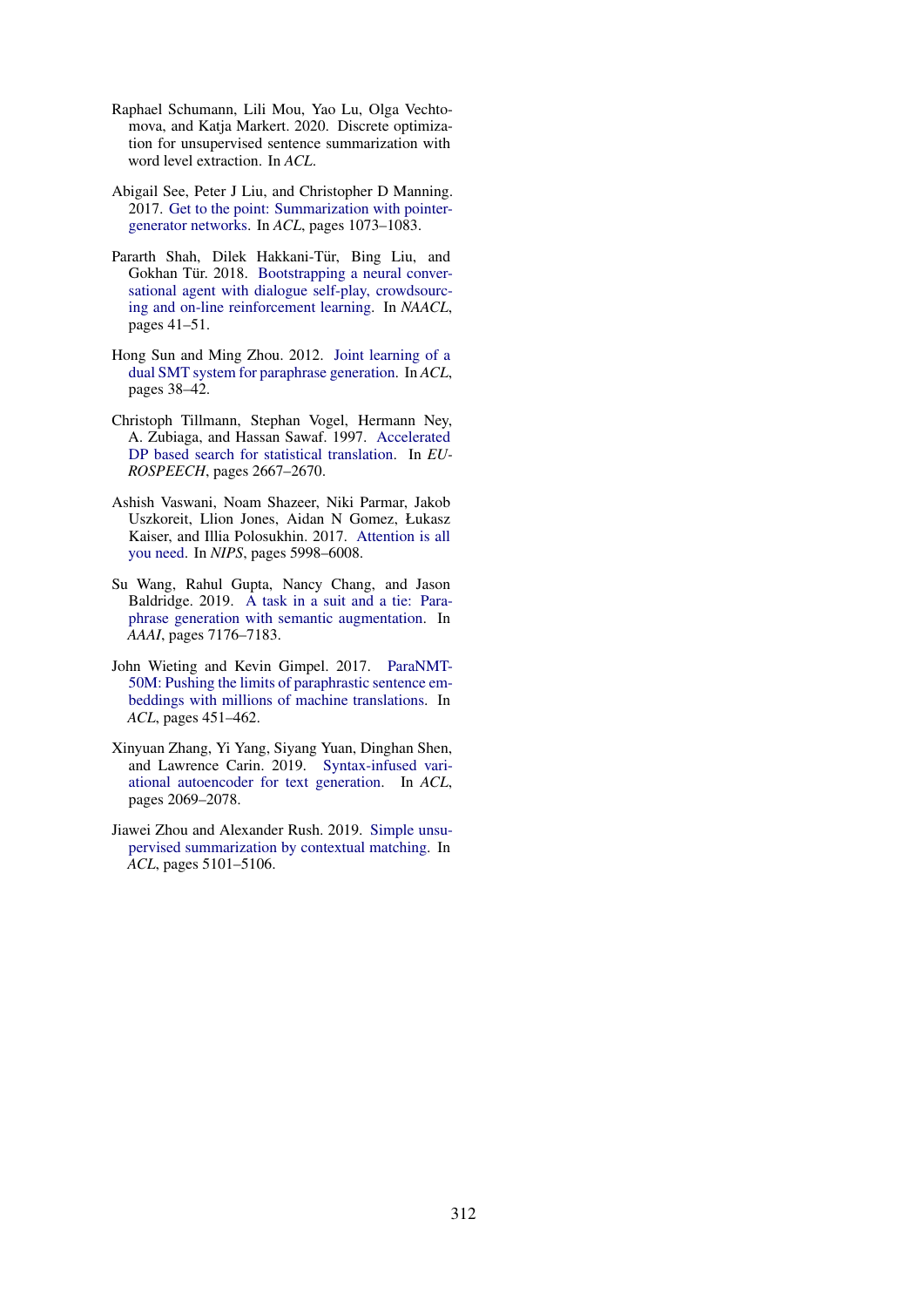Raphael Schumann, Lili Mou, Yao Lu, Olga Vechtomova, and Katja Markert. 2020. Discrete optimization for unsupervised sentence summarization with word level extraction. In *ACL*.

Abigail See, Peter J Liu, and Christopher D Manning. 2017. Get to the point: Summarization with pointer-generator networks. In *ACL*, pages 1073–1083.

Pararth Shah, Dilek Hakkani-Tür, Bing Liu, and Gokhan Tür. 2018. Bootstrapping a neural conversational agent with dialogue self-play, crowdsourcing and on-line reinforcement learning. In *NAACL*, pages 41–51.

Hong Sun and Ming Zhou. 2012. Joint learning of a dual SMT system for paraphrase generation. In *ACL*, pages 38–42.

Christoph Tillmann, Stephan Vogel, Hermann Ney, A. Zubiaga, and Hassan Sawaf. 1997. Accelerated DP based search for statistical translation. In *EUROSPEECH*, pages 2667–2670.

Ashish Vaswani, Noam Shazeer, Niki Parmar, Jakob Uszkoreit, Llion Jones, Aidan N Gomez, Łukasz Kaiser, and Illia Polosukhin. 2017. Attention is all you need. In *NIPS*, pages 5998–6008.

Su Wang, Rahul Gupta, Nancy Chang, and Jason Baldridge. 2019. A task in a suit and a tie: Paraphrase generation with semantic augmentation. In *AAAI*, pages 7176–7183.

John Wieting and Kevin Gimpel. 2017. ParaNMT-50M: Pushing the limits of paraphrastic sentence embeddings with millions of machine translations. In *ACL*, pages 451–462.

Xinyuan Zhang, Yi Yang, Siyang Yuan, Dinghan Shen, and Lawrence Carin. 2019. Syntax-infused variational autoencoder for text generation. In *ACL*, pages 2069–2078.

Jiawei Zhou and Alexander Rush. 2019. Simple unsupervised summarization by contextual matching. In *ACL*, pages 5101–5106.